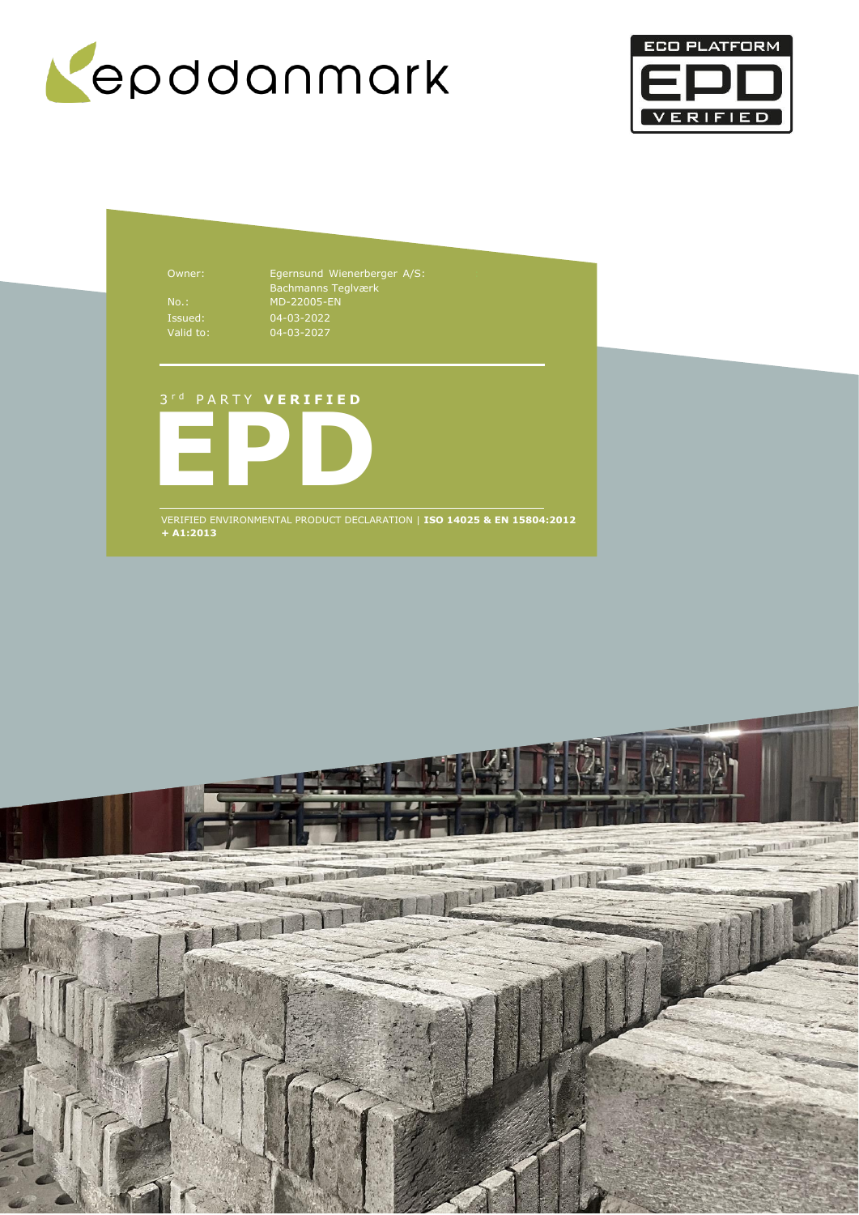epddanmark

ECO PLATFORM EPD VERIFIED

| | |
|---|---|
| Owner: | Egernsund Wienerberger A/S: Bachmanns Teglværk |
| No.: | MD-22005-EN |
| Issued: | 04-03-2022 |
| Valid to: | 04-03-2027 |

3[rd] PARTY **VERIFIED**

# EPD

VERIFIED ENVIRONMENTAL PRODUCT DECLARATION | **ISO 14025 & EN 15804:2012 + A1:2013**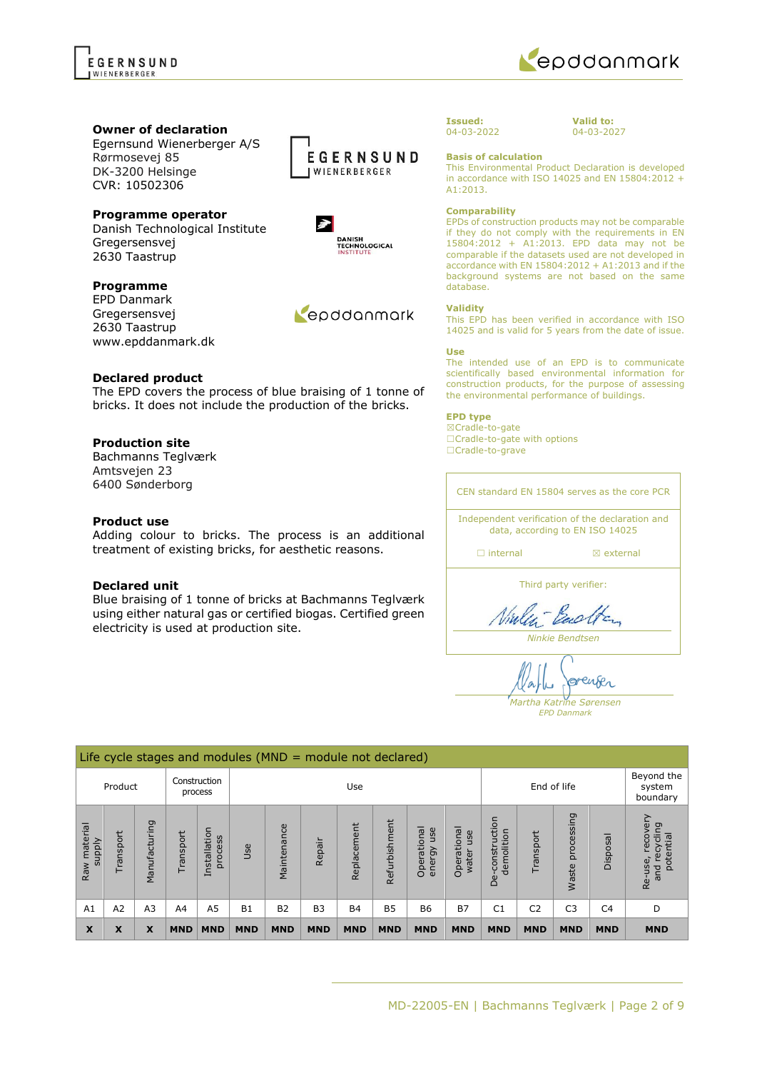**Owner of declaration**
Egernsund Wienerberger A/S
Rørmosevej 85
DK-3200 Helsinge
CVR: 10502306

**Programme operator**
Danish Technological Institute
Gregersensvej
2630 Taastrup

**Programme**
EPD Danmark
Gregersensvej
2630 Taastrup
www.epddanmark.dk

**Declared product**
The EPD covers the process of blue braising of 1 tonne of bricks. It does not include the production of the bricks.

**Production site**
Bachmanns Teglværk
Amtsvejen 23
6400 Sønderborg

**Product use**
Adding colour to bricks. The process is an additional treatment of existing bricks, for aesthetic reasons.

**Declared unit**
Blue braising of 1 tonne of bricks at Bachmanns Teglværk using either natural gas or certified biogas. Certified green electricity is used at production site.

**Issued:**
04-03-2022

**Valid to:**
04-03-2027

**Basis of calculation**
This Environmental Product Declaration is developed in accordance with ISO 14025 and EN 15804:2012 + A1:2013.

**Comparability**
EPDs of construction products may not be comparable if they do not comply with the requirements in EN 15804:2012 + A1:2013. EPD data may not be comparable if the datasets used are not developed in accordance with EN 15804:2012 + A1:2013 and if the background systems are not based on the same database.

**Validity**
This EPD has been verified in accordance with ISO 14025 and is valid for 5 years from the date of issue.

**Use**
The intended use of an EPD is to communicate scientifically based environmental information for construction products, for the purpose of assessing the environmental performance of buildings.

**EPD type**
☒Cradle-to-gate
☐Cradle-to-gate with options
☐Cradle-to-grave

CEN standard EN 15804 serves as the core PCR

Independent verification of the declaration and data, according to EN ISO 14025

☐ internal ☒ external

Third party verifier:

*Ninkie Bendtsen*

*Martha Katrine Sørensen*
*EPD Danmark*

| Life cycle stages and modules (MND = module not declared) | | | | | | | | | | | | | | | | |
|---|---|---|---|---|---|---|---|---|---|---|---|---|---|---|---|---|
| Product | | | Construction process | | Use | | | | | | | End of life | | | | Beyond the system boundary |
| Raw material supply | Transport | Manufacturing | Transport | Installation process | Use | Maintenance | Repair | Replacement | Refurbishment | Operational energy use | Operational water use | De-construction demolition | Transport | Waste processing | Disposal | Re-use, recovery and recycling potential |
| A1 | A2 | A3 | A4 | A5 | B1 | B2 | B3 | B4 | B5 | B6 | B7 | C1 | C2 | C3 | C4 | D |
| **X** | **X** | **X** | **MND** | **MND** | **MND** | **MND** | **MND** | **MND** | **MND** | **MND** | **MND** | **MND** | **MND** | **MND** | **MND** | **MND** |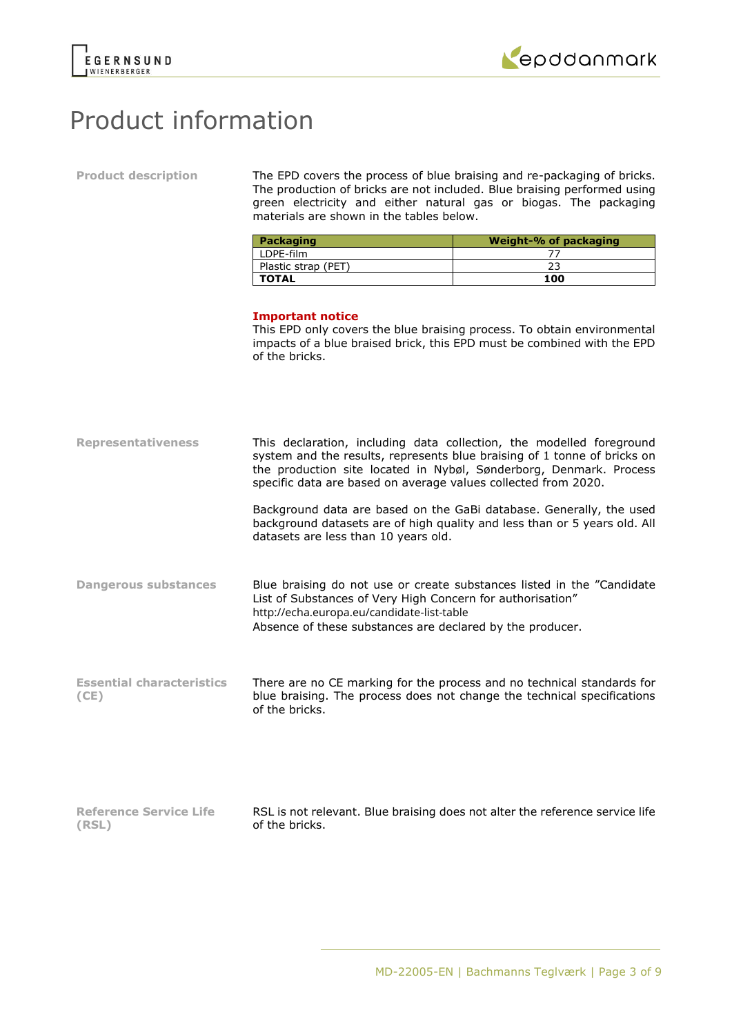# Product information

**Product description**

The EPD covers the process of blue braising and re-packaging of bricks. The production of bricks are not included. Blue braising performed using green electricity and either natural gas or biogas. The packaging materials are shown in the tables below.

| Packaging | Weight-% of packaging |
|---|---|
| LDPE-film | 77 |
| Plastic strap (PET) | 23 |
| **TOTAL** | **100** |

**Important notice**

This EPD only covers the blue braising process. To obtain environmental impacts of a blue braised brick, this EPD must be combined with the EPD of the bricks.

**Representativeness**

This declaration, including data collection, the modelled foreground system and the results, represents blue braising of 1 tonne of bricks on the production site located in Nybøl, Sønderborg, Denmark. Process specific data are based on average values collected from 2020.

Background data are based on the GaBi database. Generally, the used background datasets are of high quality and less than or 5 years old. All datasets are less than 10 years old.

**Dangerous substances**

Blue braising do not use or create substances listed in the "Candidate List of Substances of Very High Concern for authorisation"
http://echa.europa.eu/candidate-list-table
Absence of these substances are declared by the producer.

**Essential characteristics (CE)**

There are no CE marking for the process and no technical standards for blue braising. The process does not change the technical specifications of the bricks.

**Reference Service Life (RSL)**

RSL is not relevant. Blue braising does not alter the reference service life of the bricks.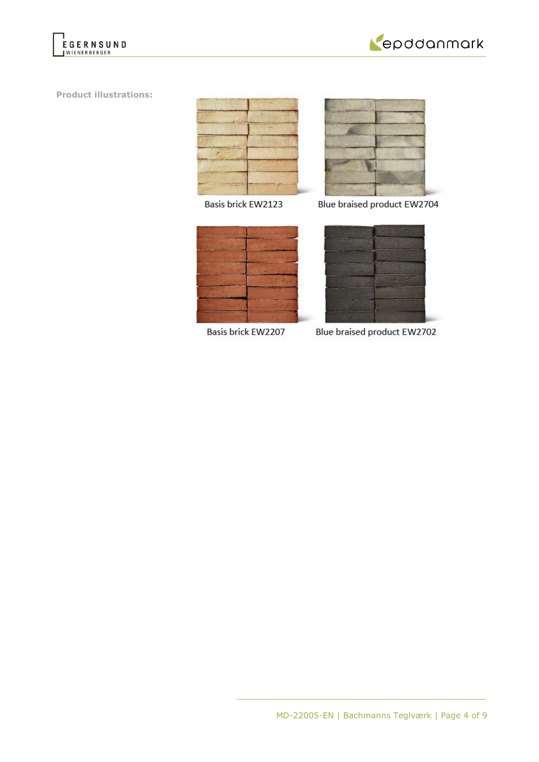**Product illustrations:**

Basis brick EW2123

Blue braised product EW2704

Basis brick EW2207

Blue braised product EW2702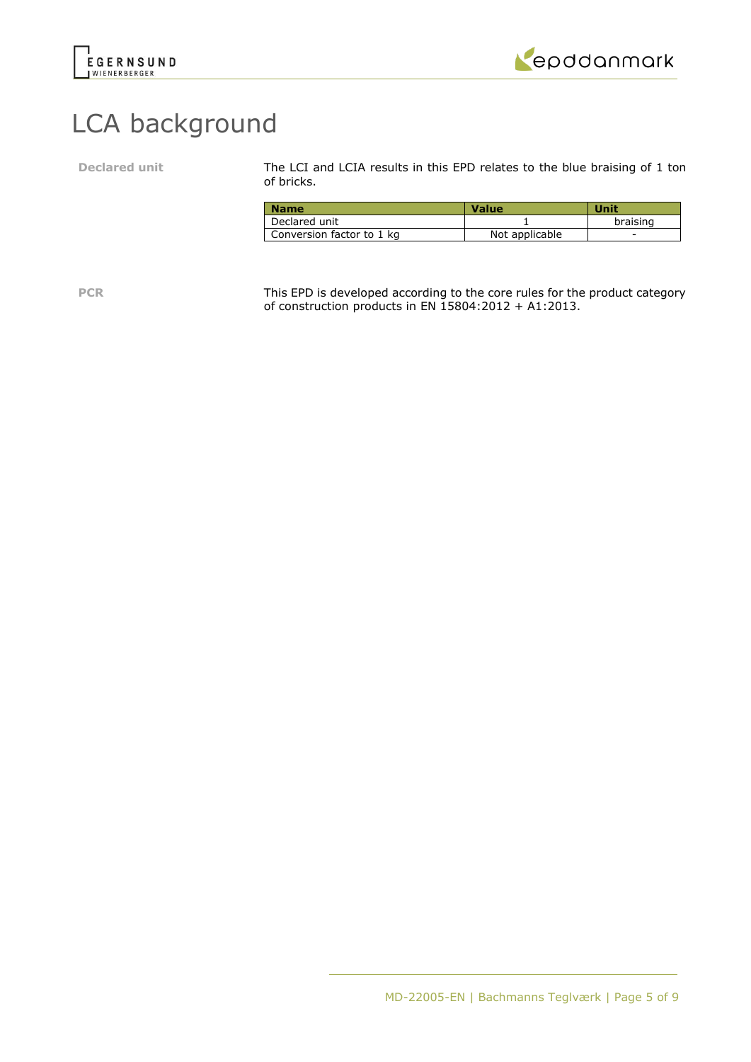# LCA background

**Declared unit**

The LCI and LCIA results in this EPD relates to the blue braising of 1 ton of bricks.

| Name | Value | Unit |
|---|---|---|
| Declared unit | 1 | braising |
| Conversion factor to 1 kg | Not applicable | - |

**PCR**

This EPD is developed according to the core rules for the product category of construction products in EN 15804:2012 + A1:2013.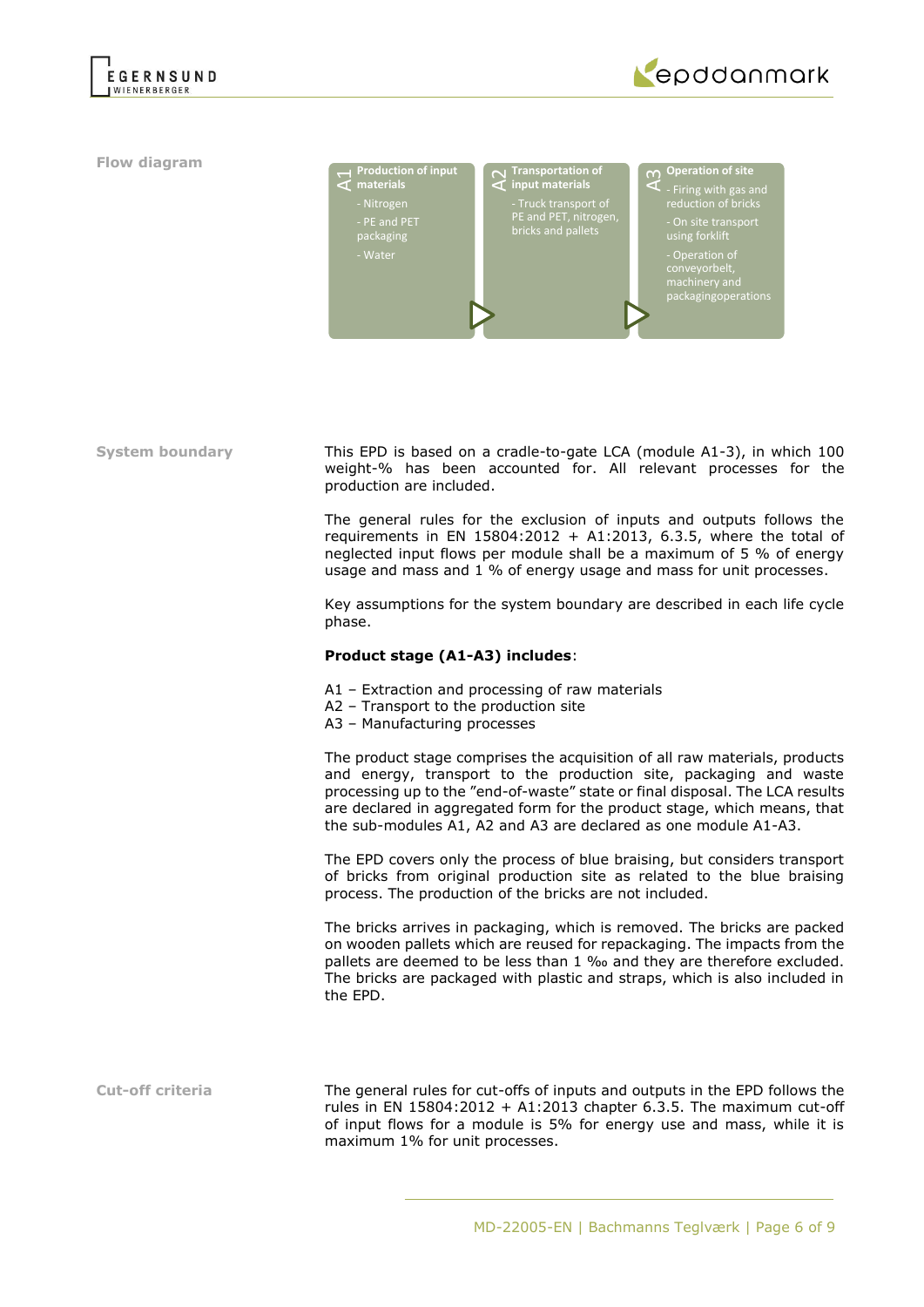## Flow diagram

**A1 Production of input materials**
- Nitrogen
- PE and PET packaging
- Water

**A2 Transportation of input materials**
- Truck transport of PE and PET, nitrogen, bricks and pallets

**A3 Operation of site**
- Firing with gas and reduction of bricks
- On site transport using forklift
- Operation of conveyorbelt, machinery and packagingoperations

## System boundary

This EPD is based on a cradle-to-gate LCA (module A1-3), in which 100 weight-% has been accounted for. All relevant processes for the production are included.

The general rules for the exclusion of inputs and outputs follows the requirements in EN 15804:2012 + A1:2013, 6.3.5, where the total of neglected input flows per module shall be a maximum of 5 % of energy usage and mass and 1 % of energy usage and mass for unit processes.

Key assumptions for the system boundary are described in each life cycle phase.

**Product stage (A1-A3) includes**:

A1 – Extraction and processing of raw materials
A2 – Transport to the production site
A3 – Manufacturing processes

The product stage comprises the acquisition of all raw materials, products and energy, transport to the production site, packaging and waste processing up to the "end-of-waste" state or final disposal. The LCA results are declared in aggregated form for the product stage, which means, that the sub-modules A1, A2 and A3 are declared as one module A1-A3.

The EPD covers only the process of blue braising, but considers transport of bricks from original production site as related to the blue braising process. The production of the bricks are not included.

The bricks arrives in packaging, which is removed. The bricks are packed on wooden pallets which are reused for repackaging. The impacts from the pallets are deemed to be less than 1 ‰ and they are therefore excluded. The bricks are packaged with plastic and straps, which is also included in the EPD.

## Cut-off criteria

The general rules for cut-offs of inputs and outputs in the EPD follows the rules in EN 15804:2012 + A1:2013 chapter 6.3.5. The maximum cut-off of input flows for a module is 5% for energy use and mass, while it is maximum 1% for unit processes.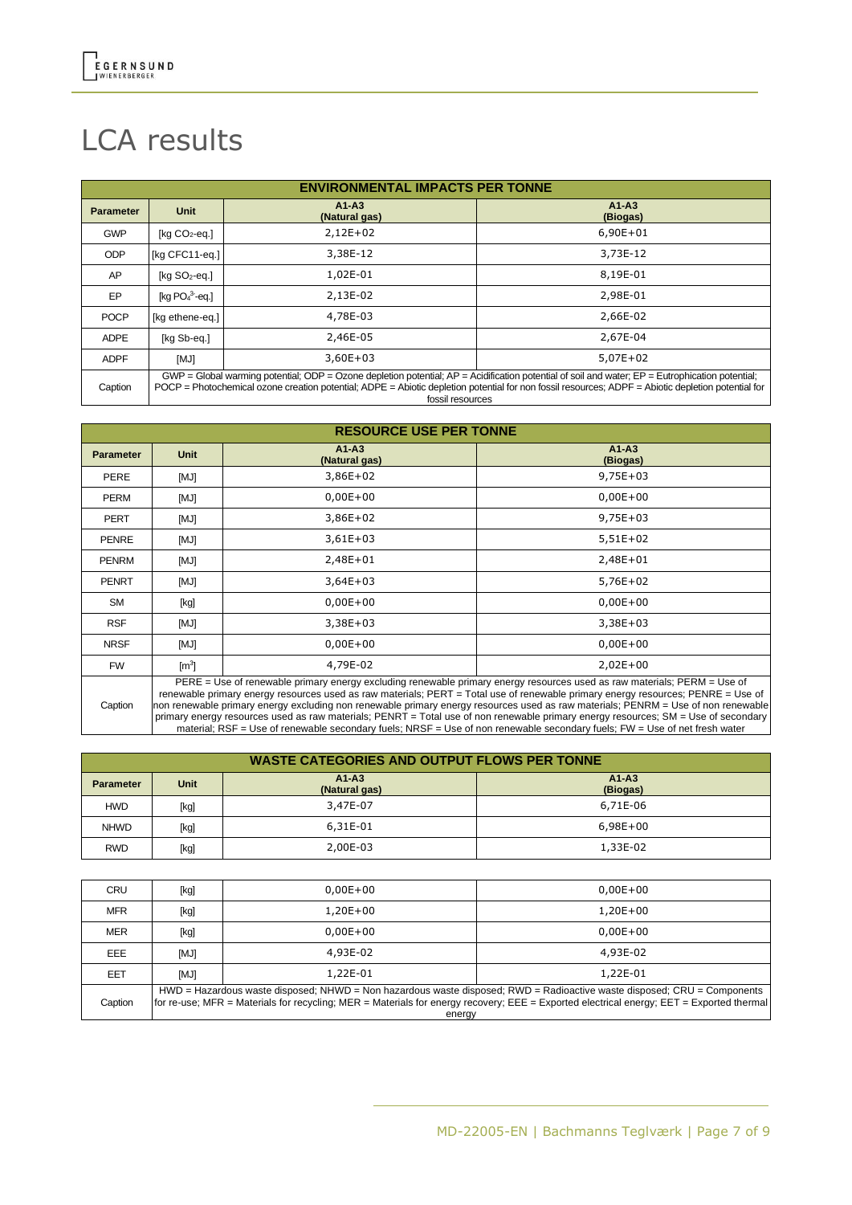# LCA results

| ENVIRONMENTAL IMPACTS PER TONNE | | | |
|---|---|---|---|
| **Parameter** | **Unit** | **A1-A3 (Natural gas)** | **A1-A3 (Biogas)** |
| GWP | [kg $CO_2$-eq.] | 2,12E+02 | 6,90E+01 |
| ODP | [kg CFC11-eq.] | 3,38E-12 | 3,73E-12 |
| AP | [kg $SO_2$-eq.] | 1,02E-01 | 8,19E-01 |
| EP | [kg $PO_4^{3-}$-eq.] | 2,13E-02 | 2,98E-01 |
| POCP | [kg ethene-eq.] | 4,78E-03 | 2,66E-02 |
| ADPE | [kg Sb-eq.] | 2,46E-05 | 2,67E-04 |
| ADPF | [MJ] | 3,60E+03 | 5,07E+02 |
| Caption | GWP = Global warming potential; ODP = Ozone depletion potential; AP = Acidification potential of soil and water; EP = Eutrophication potential; POCP = Photochemical ozone creation potential; ADPE = Abiotic depletion potential for non fossil resources; ADPF = Abiotic depletion potential for fossil resources | | |

| RESOURCE USE PER TONNE | | | |
|---|---|---|---|
| **Parameter** | **Unit** | **A1-A3 (Natural gas)** | **A1-A3 (Biogas)** |
| PERE | [MJ] | 3,86E+02 | 9,75E+03 |
| PERM | [MJ] | 0,00E+00 | 0,00E+00 |
| PERT | [MJ] | 3,86E+02 | 9,75E+03 |
| PENRE | [MJ] | 3,61E+03 | 5,51E+02 |
| PENRM | [MJ] | 2,48E+01 | 2,48E+01 |
| PENRT | [MJ] | 3,64E+03 | 5,76E+02 |
| SM | [kg] | 0,00E+00 | 0,00E+00 |
| RSF | [MJ] | 3,38E+03 | 3,38E+03 |
| NRSF | [MJ] | 0,00E+00 | 0,00E+00 |
| FW | [$m^3$] | 4,79E-02 | 2,02E+00 |
| Caption | PERE = Use of renewable primary energy excluding renewable primary energy resources used as raw materials; PERM = Use of renewable primary energy resources used as raw materials; PERT = Total use of renewable primary energy resources; PENRE = Use of non renewable primary energy excluding non renewable primary energy resources used as raw materials; PENRM = Use of non renewable primary energy resources used as raw materials; PENRT = Total use of non renewable primary energy resources; SM = Use of secondary material; RSF = Use of renewable secondary fuels; NRSF = Use of non renewable secondary fuels; FW = Use of net fresh water | | |

| WASTE CATEGORIES AND OUTPUT FLOWS PER TONNE | | | |
|---|---|---|---|
| **Parameter** | **Unit** | **A1-A3 (Natural gas)** | **A1-A3 (Biogas)** |
| HWD | [kg] | 3,47E-07 | 6,71E-06 |
| NHWD | [kg] | 6,31E-01 | 6,98E+00 |
| RWD | [kg] | 2,00E-03 | 1,33E-02 |
| CRU | [kg] | 0,00E+00 | 0,00E+00 |
| MFR | [kg] | 1,20E+00 | 1,20E+00 |
| MER | [kg] | 0,00E+00 | 0,00E+00 |
| EEE | [MJ] | 4,93E-02 | 4,93E-02 |
| EET | [MJ] | 1,22E-01 | 1,22E-01 |
| Caption | HWD = Hazardous waste disposed; NHWD = Non hazardous waste disposed; RWD = Radioactive waste disposed; CRU = Components for re-use; MFR = Materials for recycling; MER = Materials for energy recovery; EEE = Exported electrical energy; EET = Exported thermal energy | | |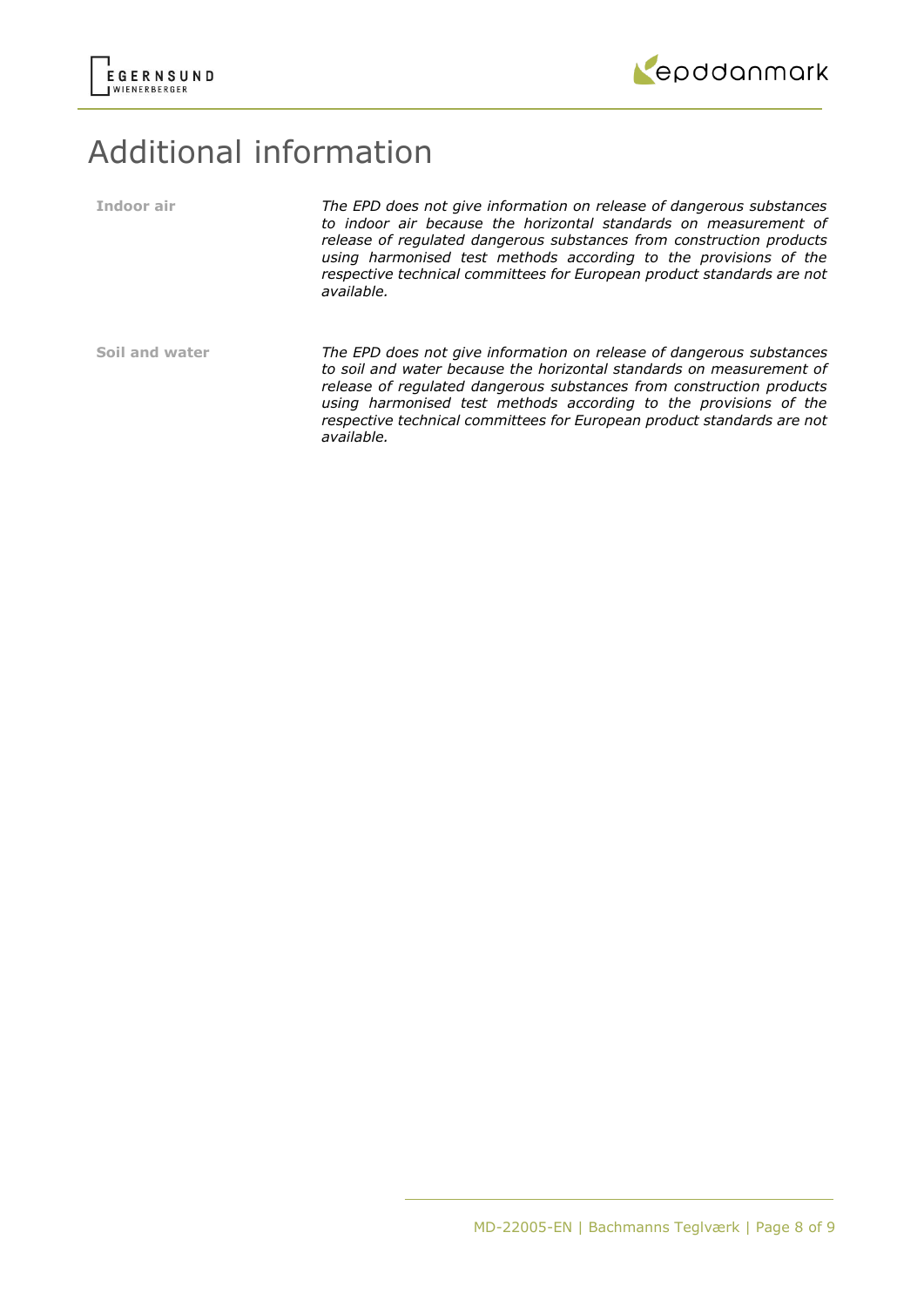# Additional information

**Indoor air**

*The EPD does not give information on release of dangerous substances to indoor air because the horizontal standards on measurement of release of regulated dangerous substances from construction products using harmonised test methods according to the provisions of the respective technical committees for European product standards are not available.*

**Soil and water**

*The EPD does not give information on release of dangerous substances to soil and water because the horizontal standards on measurement of release of regulated dangerous substances from construction products using harmonised test methods according to the provisions of the respective technical committees for European product standards are not available.*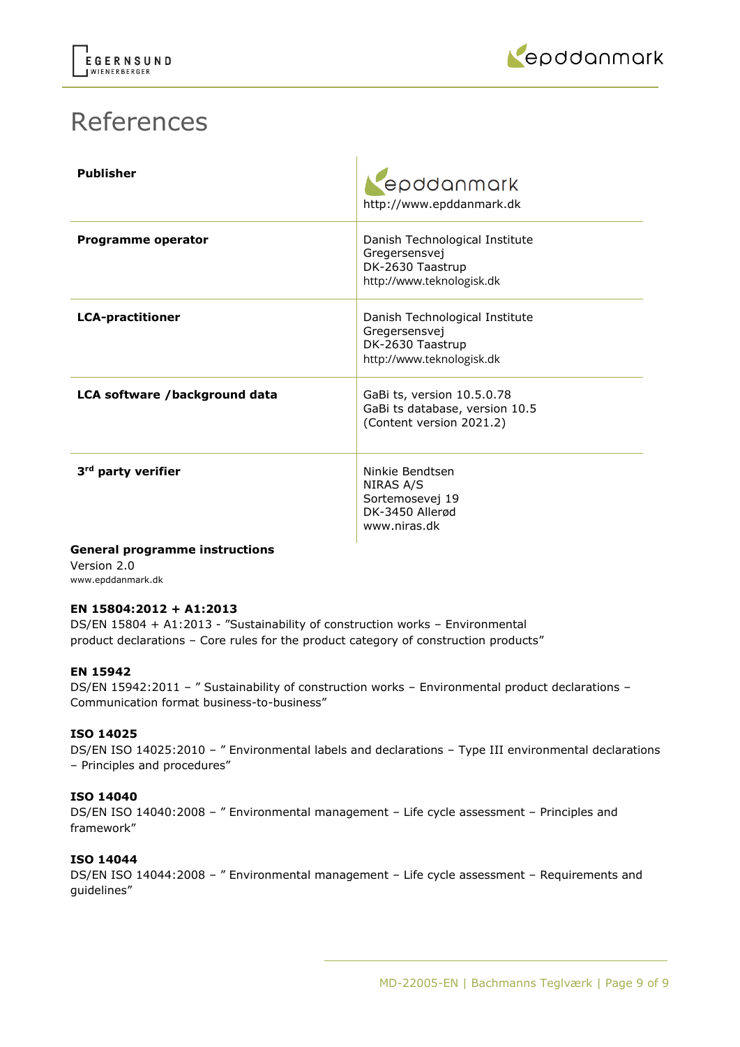# References

| | |
|---|---|
| **Publisher** | epddanmark<br>http://www.epddanmark.dk |
| **Programme operator** | Danish Technological Institute<br>Gregersensvej<br>DK-2630 Taastrup<br>http://www.teknologisk.dk |
| **LCA-practitioner** | Danish Technological Institute<br>Gregersensvej<br>DK-2630 Taastrup<br>http://www.teknologisk.dk |
| **LCA software /background data** | GaBi ts, version 10.5.0.78<br>GaBi ts database, version 10.5<br>(Content version 2021.2) |
| **3rd party verifier** | Ninkie Bendtsen<br>NIRAS A/S<br>Sortemosevej 19<br>DK-3450 Allerød<br>www.niras.dk |

**General programme instructions**
Version 2.0
www.epddanmark.dk

**EN 15804:2012 + A1:2013**
DS/EN 15804 + A1:2013 - "Sustainability of construction works – Environmental product declarations – Core rules for the product category of construction products"

**EN 15942**
DS/EN 15942:2011 – " Sustainability of construction works – Environmental product declarations – Communication format business-to-business"

**ISO 14025**
DS/EN ISO 14025:2010 – " Environmental labels and declarations – Type III environmental declarations – Principles and procedures"

**ISO 14040**
DS/EN ISO 14040:2008 – " Environmental management – Life cycle assessment – Principles and framework"

**ISO 14044**
DS/EN ISO 14044:2008 – " Environmental management – Life cycle assessment – Requirements and guidelines"